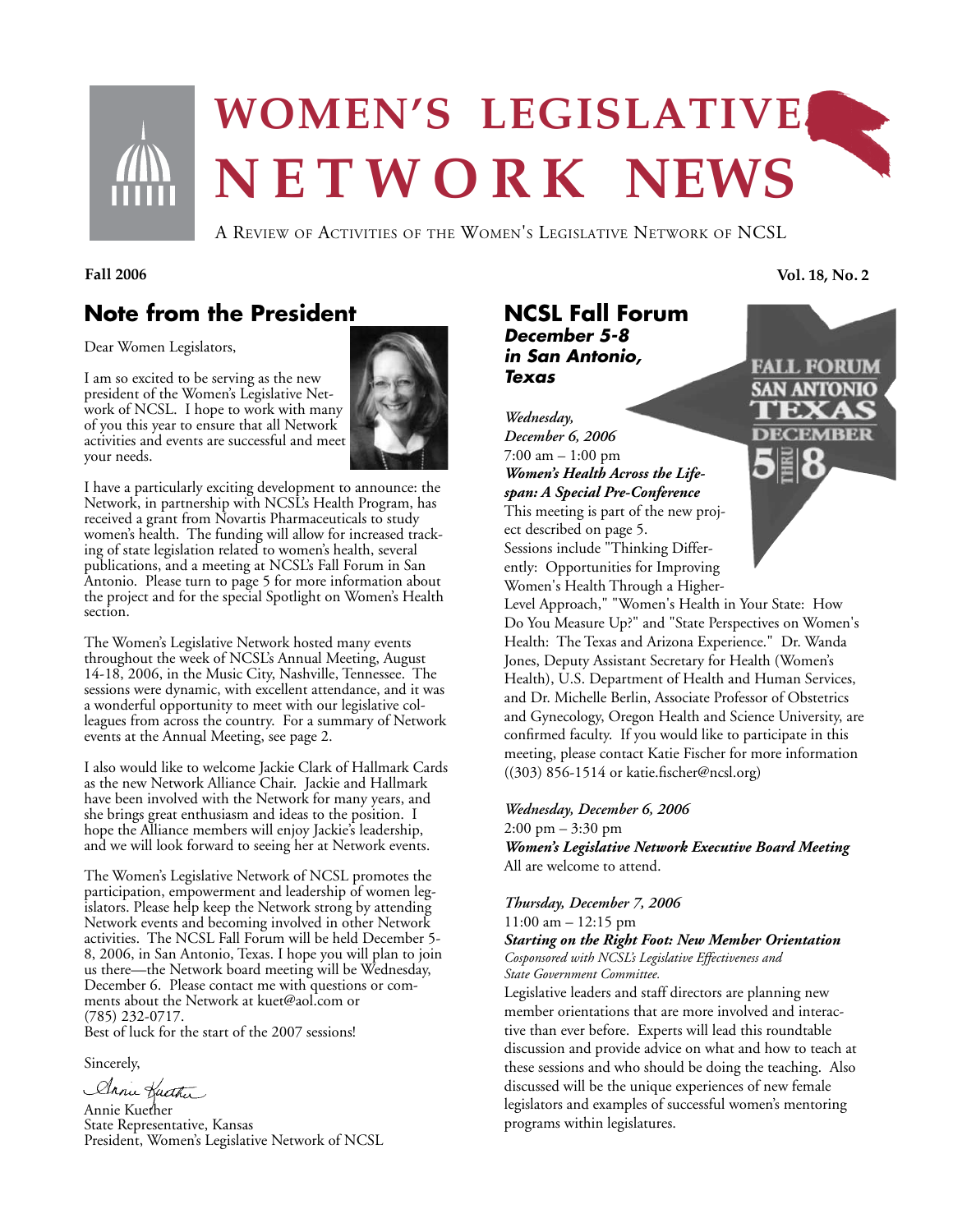# WOMEN'S LEGISLATIVE NETWORK NEWS

A Review of Activities of the Women's Legislative Network of NCSL

**Fall 2006** **Vol. 18, No. 2**

## Note from the President

Dear Women Legislators,

I am so excited to be serving as the new president of the Women's Legislative Network of NCSL. I hope to work with many of you this year to ensure that all Network activities and events are successful and meet your needs.

I have a particularly exciting development to announce: the Network, in partnership with NCSL's Health Program, has received a grant from Novartis Pharmaceuticals to study women's health. The funding will allow for increased tracking of state legislation related to women's health, several publications, and a meeting at NCSL's Fall Forum in San Antonio. Please turn to page 5 for more information about the project and for the special Spotlight on Women's Health section.

The Women's Legislative Network hosted many events throughout the week of NCSL's Annual Meeting, August 14-18, 2006, in the Music City, Nashville, Tennessee. The sessions were dynamic, with excellent attendance, and it was a wonderful opportunity to meet with our legislative colleagues from across the country. For a summary of Network events at the Annual Meeting, see page 2.

I also would like to welcome Jackie Clark of Hallmark Cards as the new Network Alliance Chair. Jackie and Hallmark have been involved with the Network for many years, and she brings great enthusiasm and ideas to the position. I hope the Alliance members will enjoy Jackie's leadership, and we will look forward to seeing her at Network events.

The Women's Legislative Network of NCSL promotes the participation, empowerment and leadership of women legislators. Please help keep the Network strong by attending Network events and becoming involved in other Network activities. The NCSL Fall Forum will be held December 5-8, 2006, in San Antonio, Texas. I hope you will plan to join us there—the Network board meeting will be Wednesday, December 6. Please contact me with questions or comments about the Network at kuet@aol.com or (785) 232-0717.

Best of luck for the start of the 2007 sessions!

Sincerely,

Annie Kuether
State Representative, Kansas
President, Women's Legislative Network of NCSL

## NCSL Fall Forum

***December 5-8 in San Antonio, Texas***

FALL FORUM SAN ANTONIO TEXAS DECEMBER 5 THRU 8

*Wednesday, December 6, 2006*
7:00 am – 1:00 pm
***Women's Health Across the Lifespan: A Special Pre-Conference***

This meeting is part of the new project described on page 5. Sessions include "Thinking Differently: Opportunities for Improving Women's Health Through a Higher-Level Approach," "Women's Health in Your State: How Do You Measure Up?" and "State Perspectives on Women's Health: The Texas and Arizona Experience." Dr. Wanda Jones, Deputy Assistant Secretary for Health (Women's Health), U.S. Department of Health and Human Services, and Dr. Michelle Berlin, Associate Professor of Obstetrics and Gynecology, Oregon Health and Science University, are confirmed faculty. If you would like to participate in this meeting, please contact Katie Fischer for more information ((303) 856-1514 or katie.fischer@ncsl.org)

*Wednesday, December 6, 2006*
2:00 pm – 3:30 pm
***Women's Legislative Network Executive Board Meeting***

All are welcome to attend.

*Thursday, December 7, 2006*
11:00 am – 12:15 pm
***Starting on the Right Foot: New Member Orientation***
*Cosponsored with NCSL's Legislative Effectiveness and State Government Committee.*

Legislative leaders and staff directors are planning new member orientations that are more involved and interactive than ever before. Experts will lead this roundtable discussion and provide advice on what and how to teach at these sessions and who should be doing the teaching. Also discussed will be the unique experiences of new female legislators and examples of successful women's mentoring programs within legislatures.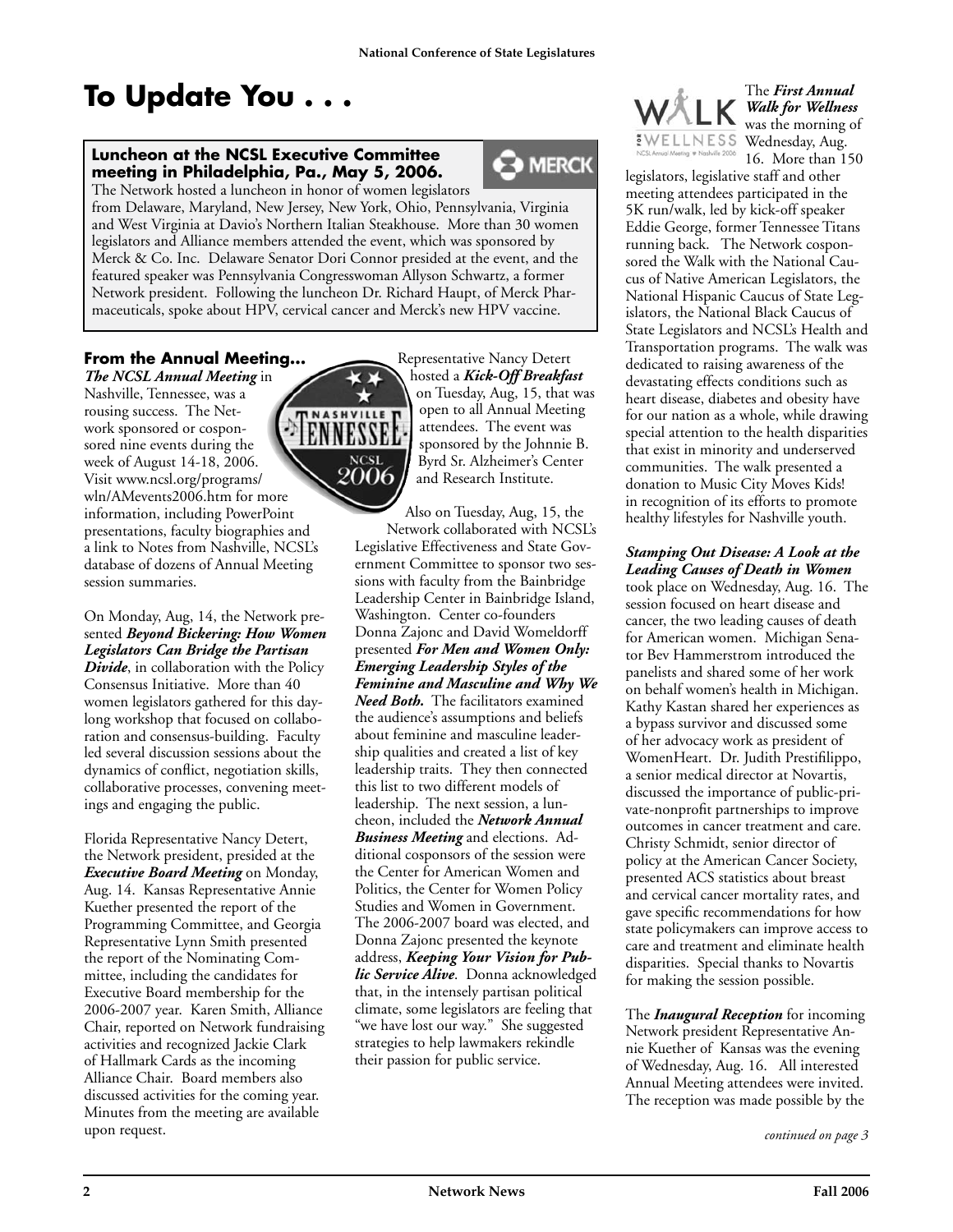# To Update You . . .

**Luncheon at the NCSL Executive Committee meeting in Philadelphia, Pa., May 5, 2006.**

The Network hosted a luncheon in honor of women legislators from Delaware, Maryland, New Jersey, New York, Ohio, Pennsylvania, Virginia and West Virginia at Davio's Northern Italian Steakhouse. More than 30 women legislators and Alliance members attended the event, which was sponsored by Merck & Co. Inc. Delaware Senator Dori Connor presided at the event, and the featured speaker was Pennsylvania Congresswoman Allyson Schwartz, a former Network president. Following the luncheon Dr. Richard Haupt, of Merck Pharmaceuticals, spoke about HPV, cervical cancer and Merck's new HPV vaccine.

**From the Annual Meeting...**

***The NCSL Annual Meeting*** in Nashville, Tennessee, was a rousing success. The Network sponsored or cosponsored nine events during the week of August 14-18, 2006. Visit www.ncsl.org/programs/wln/AMevents2006.htm for more information, including PowerPoint presentations, faculty biographies and a link to Notes from Nashville, NCSL's database of dozens of Annual Meeting session summaries.

On Monday, Aug, 14, the Network presented ***Beyond Bickering: How Women Legislators Can Bridge the Partisan Divide***, in collaboration with the Policy Consensus Initiative. More than 40 women legislators gathered for this daylong workshop that focused on collaboration and consensus-building. Faculty led several discussion sessions about the dynamics of conflict, negotiation skills, collaborative processes, convening meetings and engaging the public.

Florida Representative Nancy Detert, the Network president, presided at the ***Executive Board Meeting*** on Monday, Aug. 14. Kansas Representative Annie Kuether presented the report of the Programming Committee, and Georgia Representative Lynn Smith presented the report of the Nominating Committee, including the candidates for Executive Board membership for the 2006-2007 year. Karen Smith, Alliance Chair, reported on Network fundraising activities and recognized Jackie Clark of Hallmark Cards as the incoming Alliance Chair. Board members also discussed activities for the coming year. Minutes from the meeting are available upon request.

Representative Nancy Detert hosted a ***Kick-Off Breakfast*** on Tuesday, Aug, 15, that was open to all Annual Meeting attendees. The event was sponsored by the Johnnie B. Byrd Sr. Alzheimer's Center and Research Institute.

Also on Tuesday, Aug, 15, the Network collaborated with NCSL's Legislative Effectiveness and State Government Committee to sponsor two sessions with faculty from the Bainbridge Leadership Center in Bainbridge Island, Washington. Center co-founders Donna Zajonc and David Womeldorff presented ***For Men and Women Only: Emerging Leadership Styles of the Feminine and Masculine and Why We Need Both.*** The facilitators examined the audience's assumptions and beliefs about feminine and masculine leadership qualities and created a list of key leadership traits. They then connected this list to two different models of leadership. The next session, a luncheon, included the ***Network Annual Business Meeting*** and elections. Additional cosponsors of the session were the Center for American Women and Politics, the Center for Women Policy Studies and Women in Government. The 2006-2007 board was elected, and Donna Zajonc presented the keynote address, ***Keeping Your Vision for Public Service Alive***. Donna acknowledged that, in the intensely partisan political climate, some legislators are feeling that "we have lost our way." She suggested strategies to help lawmakers rekindle their passion for public service.

The ***First Annual Walk for Wellness*** was the morning of Wednesday, Aug. 16. More than 150 legislators, legislative staff and other meeting attendees participated in the 5K run/walk, led by kick-off speaker Eddie George, former Tennessee Titans running back. The Network cosponsored the Walk with the National Caucus of Native American Legislators, the National Hispanic Caucus of State Legislators, the National Black Caucus of State Legislators and NCSL's Health and Transportation programs. The walk was dedicated to raising awareness of the devastating effects conditions such as heart disease, diabetes and obesity have for our nation as a whole, while drawing special attention to the health disparities that exist in minority and underserved communities. The walk presented a donation to Music City Moves Kids! in recognition of its efforts to promote healthy lifestyles for Nashville youth.

***Stamping Out Disease: A Look at the Leading Causes of Death in Women*** took place on Wednesday, Aug. 16. The session focused on heart disease and cancer, the two leading causes of death for American women. Michigan Senator Bev Hammerstrom introduced the panelists and shared some of her work on behalf women's health in Michigan. Kathy Kastan shared her experiences as a bypass survivor and discussed some of her advocacy work as president of WomenHeart. Dr. Judith Prestifilippo, a senior medical director at Novartis, discussed the importance of public-private-nonprofit partnerships to improve outcomes in cancer treatment and care. Christy Schmidt, senior director of policy at the American Cancer Society, presented ACS statistics about breast and cervical cancer mortality rates, and gave specific recommendations for how state policymakers can improve access to care and treatment and eliminate health disparities. Special thanks to Novartis for making the session possible.

The ***Inaugural Reception*** for incoming Network president Representative Annie Kuether of Kansas was the evening of Wednesday, Aug. 16. All interested Annual Meeting attendees were invited. The reception was made possible by the

*continued on page 3*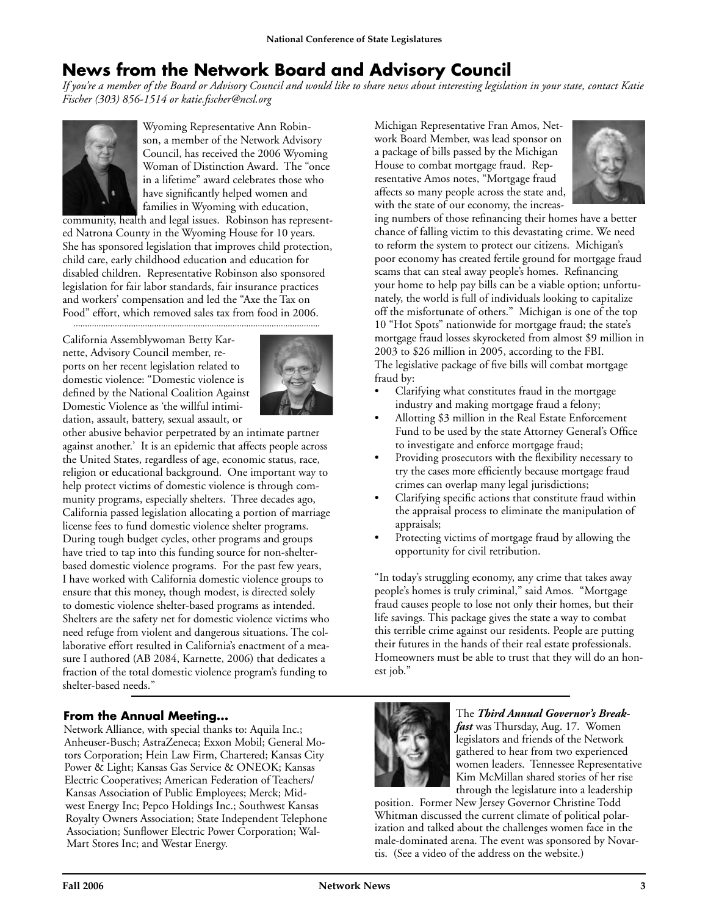# News from the Network Board and Advisory Council

*If you're a member of the Board or Advisory Council and would like to share news about interesting legislation in your state, contact Katie Fischer (303) 856-1514 or katie.fischer@ncsl.org*

Wyoming Representative Ann Robinson, a member of the Network Advisory Council, has received the 2006 Wyoming Woman of Distinction Award. The "once in a lifetime" award celebrates those who have significantly helped women and families in Wyoming with education, community, health and legal issues. Robinson has represented Natrona County in the Wyoming House for 10 years. She has sponsored legislation that improves child protection, child care, early childhood education and education for disabled children. Representative Robinson also sponsored legislation for fair labor standards, fair insurance practices and workers' compensation and led the "Axe the Tax on Food" effort, which removed sales tax from food in 2006.

California Assemblywoman Betty Karnette, Advisory Council member, reports on her recent legislation related to domestic violence: "Domestic violence is defined by the National Coalition Against Domestic Violence as 'the willful intimidation, assault, battery, sexual assault, or other abusive behavior perpetrated by an intimate partner against another.' It is an epidemic that affects people across the United States, regardless of age, economic status, race, religion or educational background. One important way to help protect victims of domestic violence is through community programs, especially shelters. Three decades ago, California passed legislation allocating a portion of marriage license fees to fund domestic violence shelter programs. During tough budget cycles, other programs and groups have tried to tap into this funding source for non-shelter-based domestic violence programs. For the past few years, I have worked with California domestic violence groups to ensure that this money, though modest, is directed solely to domestic violence shelter-based programs as intended. Shelters are the safety net for domestic violence victims who need refuge from violent and dangerous situations. The collaborative effort resulted in California's enactment of a measure I authored (AB 2084, Karnette, 2006) that dedicates a fraction of the total domestic violence program's funding to shelter-based needs."

Michigan Representative Fran Amos, Network Board Member, was lead sponsor on a package of bills passed by the Michigan House to combat mortgage fraud. Representative Amos notes, "Mortgage fraud affects so many people across the state and, with the state of our economy, the increasing numbers of those refinancing their homes have a better chance of falling victim to this devastating crime. We need to reform the system to protect our citizens. Michigan's poor economy has created fertile ground for mortgage fraud scams that can steal away people's homes. Refinancing your home to help pay bills can be a viable option; unfortunately, the world is full of individuals looking to capitalize off the misfortunate of others." Michigan is one of the top 10 "Hot Spots" nationwide for mortgage fraud; the state's mortgage fraud losses skyrocketed from almost $9 million in 2003 to $26 million in 2005, according to the FBI. The legislative package of five bills will combat mortgage fraud by:

- Clarifying what constitutes fraud in the mortgage industry and making mortgage fraud a felony;
- Allotting $3 million in the Real Estate Enforcement Fund to be used by the state Attorney General's Office to investigate and enforce mortgage fraud;
- Providing prosecutors with the flexibility necessary to try the cases more efficiently because mortgage fraud crimes can overlap many legal jurisdictions;
- Clarifying specific actions that constitute fraud within the appraisal process to eliminate the manipulation of appraisals;
- Protecting victims of mortgage fraud by allowing the opportunity for civil retribution.

"In today's struggling economy, any crime that takes away people's homes is truly criminal," said Amos. "Mortgage fraud causes people to lose not only their homes, but their life savings. This package gives the state a way to combat this terrible crime against our residents. People are putting their futures in the hands of their real estate professionals. Homeowners must be able to trust that they will do an honest job."

### From the Annual Meeting...

Network Alliance, with special thanks to: Aquila Inc.; Anheuser-Busch; AstraZeneca; Exxon Mobil; General Motors Corporation; Hein Law Firm, Chartered; Kansas City Power & Light; Kansas Gas Service & ONEOK; Kansas Electric Cooperatives; American Federation of Teachers/ Kansas Association of Public Employees; Merck; Midwest Energy Inc; Pepco Holdings Inc.; Southwest Kansas Royalty Owners Association; State Independent Telephone Association; Sunflower Electric Power Corporation; Wal-Mart Stores Inc; and Westar Energy.

The ***Third Annual Governor's Breakfast*** was Thursday, Aug. 17. Women legislators and friends of the Network gathered to hear from two experienced women leaders. Tennessee Representative Kim McMillan shared stories of her rise through the legislature into a leadership position. Former New Jersey Governor Christine Todd Whitman discussed the current climate of political polarization and talked about the challenges women face in the male-dominated arena. The event was sponsored by Novartis. (See a video of the address on the website.)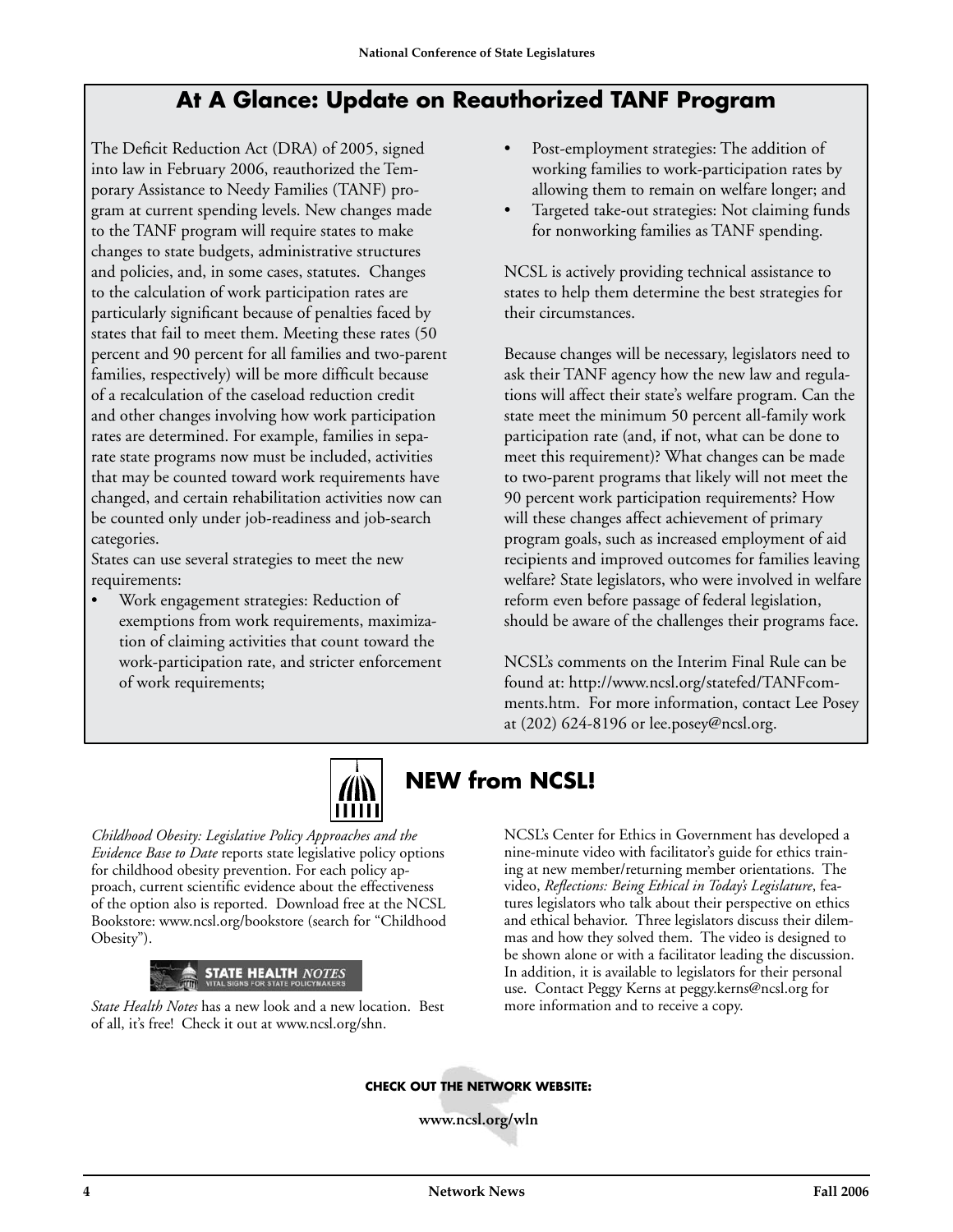## At A Glance: Update on Reauthorized TANF Program

The Deficit Reduction Act (DRA) of 2005, signed into law in February 2006, reauthorized the Temporary Assistance to Needy Families (TANF) program at current spending levels. New changes made to the TANF program will require states to make changes to state budgets, administrative structures and policies, and, in some cases, statutes. Changes to the calculation of work participation rates are particularly significant because of penalties faced by states that fail to meet them. Meeting these rates (50 percent and 90 percent for all families and two-parent families, respectively) will be more difficult because of a recalculation of the caseload reduction credit and other changes involving how work participation rates are determined. For example, families in separate state programs now must be included, activities that may be counted toward work requirements have changed, and certain rehabilitation activities now can be counted only under job-readiness and job-search categories.

States can use several strategies to meet the new requirements:

- Work engagement strategies: Reduction of exemptions from work requirements, maximization of claiming activities that count toward the work-participation rate, and stricter enforcement of work requirements;
- Post-employment strategies: The addition of working families to work-participation rates by allowing them to remain on welfare longer; and
- Targeted take-out strategies: Not claiming funds for nonworking families as TANF spending.

NCSL is actively providing technical assistance to states to help them determine the best strategies for their circumstances.

Because changes will be necessary, legislators need to ask their TANF agency how the new law and regulations will affect their state's welfare program. Can the state meet the minimum 50 percent all-family work participation rate (and, if not, what can be done to meet this requirement)? What changes can be made to two-parent programs that likely will not meet the 90 percent work participation requirements? How will these changes affect achievement of primary program goals, such as increased employment of aid recipients and improved outcomes for families leaving welfare? State legislators, who were involved in welfare reform even before passage of federal legislation, should be aware of the challenges their programs face.

NCSL's comments on the Interim Final Rule can be found at: http://www.ncsl.org/statefed/TANFcomments.htm. For more information, contact Lee Posey at (202) 624-8196 or lee.posey@ncsl.org.

## NEW from NCSL!

*Childhood Obesity: Legislative Policy Approaches and the Evidence Base to Date* reports state legislative policy options for childhood obesity prevention. For each policy approach, current scientific evidence about the effectiveness of the option also is reported. Download free at the NCSL Bookstore: www.ncsl.org/bookstore (search for "Childhood Obesity").

STATE HEALTH *NOTES* — VITAL SIGNS FOR STATE POLICYMAKERS

*State Health Notes* has a new look and a new location. Best of all, it's free! Check it out at www.ncsl.org/shn.

NCSL's Center for Ethics in Government has developed a nine-minute video with facilitator's guide for ethics training at new member/returning member orientations. The video, *Reflections: Being Ethical in Today's Legislature*, features legislators who talk about their perspective on ethics and ethical behavior. Three legislators discuss their dilemmas and how they solved them. The video is designed to be shown alone or with a facilitator leading the discussion. In addition, it is available to legislators for their personal use. Contact Peggy Kerns at peggy.kerns@ncsl.org for more information and to receive a copy.

**CHECK OUT THE NETWORK WEBSITE:**

**www.ncsl.org/wln**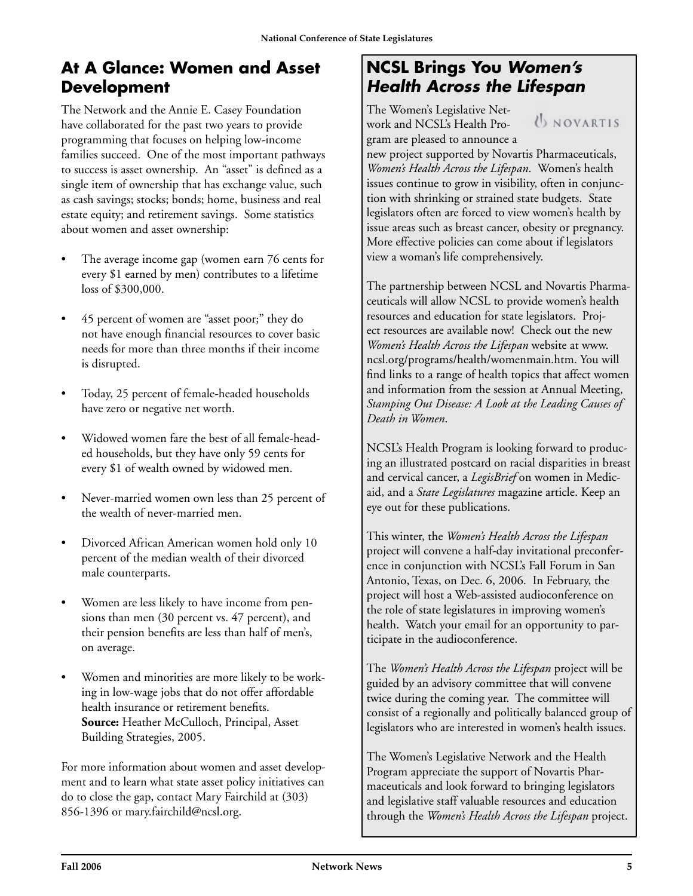## At A Glance: Women and Asset Development

The Network and the Annie E. Casey Foundation have collaborated for the past two years to provide programming that focuses on helping low-income families succeed. One of the most important pathways to success is asset ownership. An "asset" is defined as a single item of ownership that has exchange value, such as cash savings; stocks; bonds; home, business and real estate equity; and retirement savings. Some statistics about women and asset ownership:

- The average income gap (women earn 76 cents for every $1 earned by men) contributes to a lifetime loss of $300,000.
- 45 percent of women are "asset poor;" they do not have enough financial resources to cover basic needs for more than three months if their income is disrupted.
- Today, 25 percent of female-headed households have zero or negative net worth.
- Widowed women fare the best of all female-headed households, but they have only 59 cents for every $1 of wealth owned by widowed men.
- Never-married women own less than 25 percent of the wealth of never-married men.
- Divorced African American women hold only 10 percent of the median wealth of their divorced male counterparts.
- Women are less likely to have income from pensions than men (30 percent vs. 47 percent), and their pension benefits are less than half of men's, on average.
- Women and minorities are more likely to be working in low-wage jobs that do not offer affordable health insurance or retirement benefits.
  **Source:** Heather McCulloch, Principal, Asset Building Strategies, 2005.

For more information about women and asset development and to learn what state asset policy initiatives can do to close the gap, contact Mary Fairchild at (303) 856-1396 or mary.fairchild@ncsl.org.

## NCSL Brings You *Women's Health Across the Lifespan*

NOVARTIS

The Women's Legislative Network and NCSL's Health Program are pleased to announce a new project supported by Novartis Pharmaceuticals, *Women's Health Across the Lifespan*. Women's health issues continue to grow in visibility, often in conjunction with shrinking or strained state budgets. State legislators often are forced to view women's health by issue areas such as breast cancer, obesity or pregnancy. More effective policies can come about if legislators view a woman's life comprehensively.

The partnership between NCSL and Novartis Pharmaceuticals will allow NCSL to provide women's health resources and education for state legislators. Project resources are available now! Check out the new *Women's Health Across the Lifespan* website at www.ncsl.org/programs/health/womenmain.htm. You will find links to a range of health topics that affect women and information from the session at Annual Meeting, *Stamping Out Disease: A Look at the Leading Causes of Death in Women*.

NCSL's Health Program is looking forward to producing an illustrated postcard on racial disparities in breast and cervical cancer, a *LegisBrief* on women in Medicaid, and a *State Legislatures* magazine article. Keep an eye out for these publications.

This winter, the *Women's Health Across the Lifespan* project will convene a half-day invitational preconference in conjunction with NCSL's Fall Forum in San Antonio, Texas, on Dec. 6, 2006. In February, the project will host a Web-assisted audioconference on the role of state legislatures in improving women's health. Watch your email for an opportunity to participate in the audioconference.

The *Women's Health Across the Lifespan* project will be guided by an advisory committee that will convene twice during the coming year. The committee will consist of a regionally and politically balanced group of legislators who are interested in women's health issues.

The Women's Legislative Network and the Health Program appreciate the support of Novartis Pharmaceuticals and look forward to bringing legislators and legislative staff valuable resources and education through the *Women's Health Across the Lifespan* project.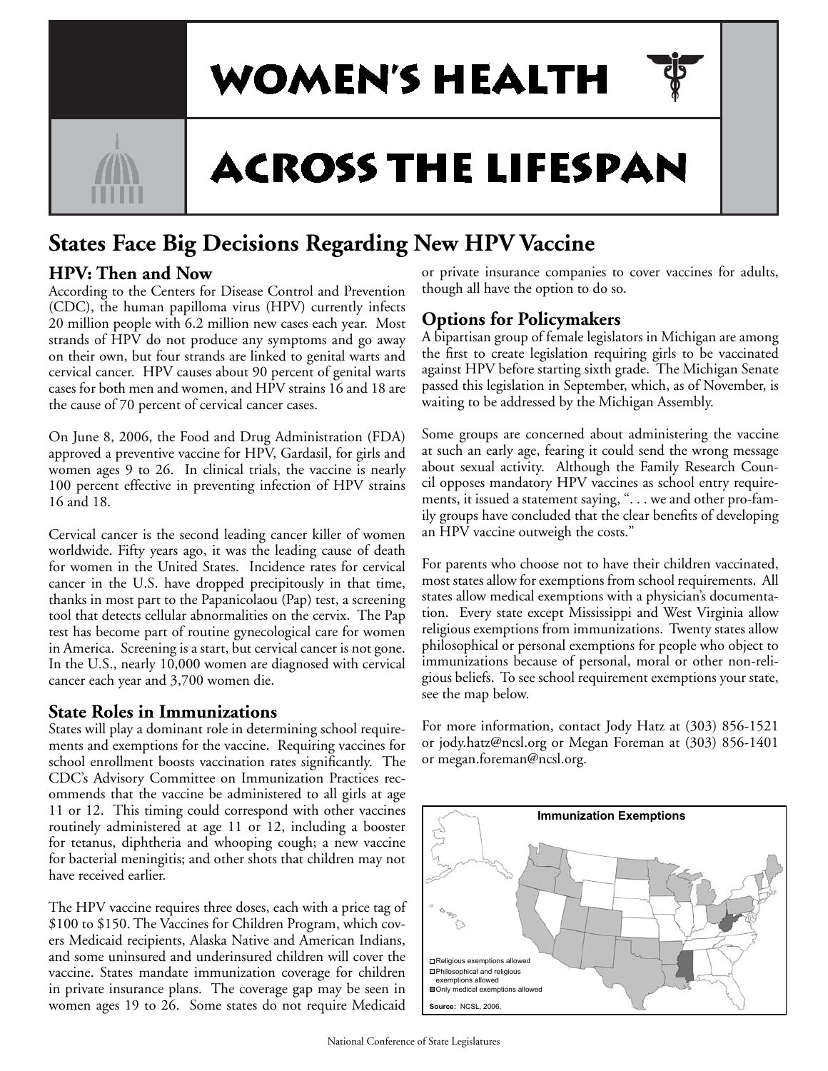# WOMEN'S HEALTH ACROSS THE LIFESPAN

## States Face Big Decisions Regarding New HPV Vaccine

### HPV: Then and Now

According to the Centers for Disease Control and Prevention (CDC), the human papilloma virus (HPV) currently infects 20 million people with 6.2 million new cases each year. Most strands of HPV do not produce any symptoms and go away on their own, but four strands are linked to genital warts and cervical cancer. HPV causes about 90 percent of genital warts cases for both men and women, and HPV strains 16 and 18 are the cause of 70 percent of cervical cancer cases.

On June 8, 2006, the Food and Drug Administration (FDA) approved a preventive vaccine for HPV, Gardasil, for girls and women ages 9 to 26. In clinical trials, the vaccine is nearly 100 percent effective in preventing infection of HPV strains 16 and 18.

Cervical cancer is the second leading cancer killer of women worldwide. Fifty years ago, it was the leading cause of death for women in the United States. Incidence rates for cervical cancer in the U.S. have dropped precipitously in that time, thanks in most part to the Papanicolaou (Pap) test, a screening tool that detects cellular abnormalities on the cervix. The Pap test has become part of routine gynecological care for women in America. Screening is a start, but cervical cancer is not gone. In the U.S., nearly 10,000 women are diagnosed with cervical cancer each year and 3,700 women die.

### State Roles in Immunizations

States will play a dominant role in determining school requirements and exemptions for the vaccine. Requiring vaccines for school enrollment boosts vaccination rates significantly. The CDC's Advisory Committee on Immunization Practices recommends that the vaccine be administered to all girls at age 11 or 12. This timing could correspond with other vaccines routinely administered at age 11 or 12, including a booster for tetanus, diphtheria and whooping cough; a new vaccine for bacterial meningitis; and other shots that children may not have received earlier.

The HPV vaccine requires three doses, each with a price tag of $100 to $150. The Vaccines for Children Program, which covers Medicaid recipients, Alaska Native and American Indians, and some uninsured and underinsured children will cover the vaccine. States mandate immunization coverage for children in private insurance plans. The coverage gap may be seen in women ages 19 to 26. Some states do not require Medicaid or private insurance companies to cover vaccines for adults, though all have the option to do so.

### Options for Policymakers

A bipartisan group of female legislators in Michigan are among the first to create legislation requiring girls to be vaccinated against HPV before starting sixth grade. The Michigan Senate passed this legislation in September, which, as of November, is waiting to be addressed by the Michigan Assembly.

Some groups are concerned about administering the vaccine at such an early age, fearing it could send the wrong message about sexual activity. Although the Family Research Council opposes mandatory HPV vaccines as school entry requirements, it issued a statement saying, ". . . we and other pro-family groups have concluded that the clear benefits of developing an HPV vaccine outweigh the costs."

For parents who choose not to have their children vaccinated, most states allow for exemptions from school requirements. All states allow medical exemptions with a physician's documentation. Every state except Mississippi and West Virginia allow religious exemptions from immunizations. Twenty states allow philosophical or personal exemptions for people who object to immunizations because of personal, moral or other non-religious beliefs. To see school requirement exemptions your state, see the map below.

For more information, contact Jody Hatz at (303) 856-1521 or jody.hatz@ncsl.org or Megan Foreman at (303) 856-1401 or megan.foreman@ncsl.org.

**Immunization Exemptions**

- Religious exemptions allowed
- Philosophical and religious exemptions allowed
- Only medical exemptions allowed

**Source:** NCSL, 2006.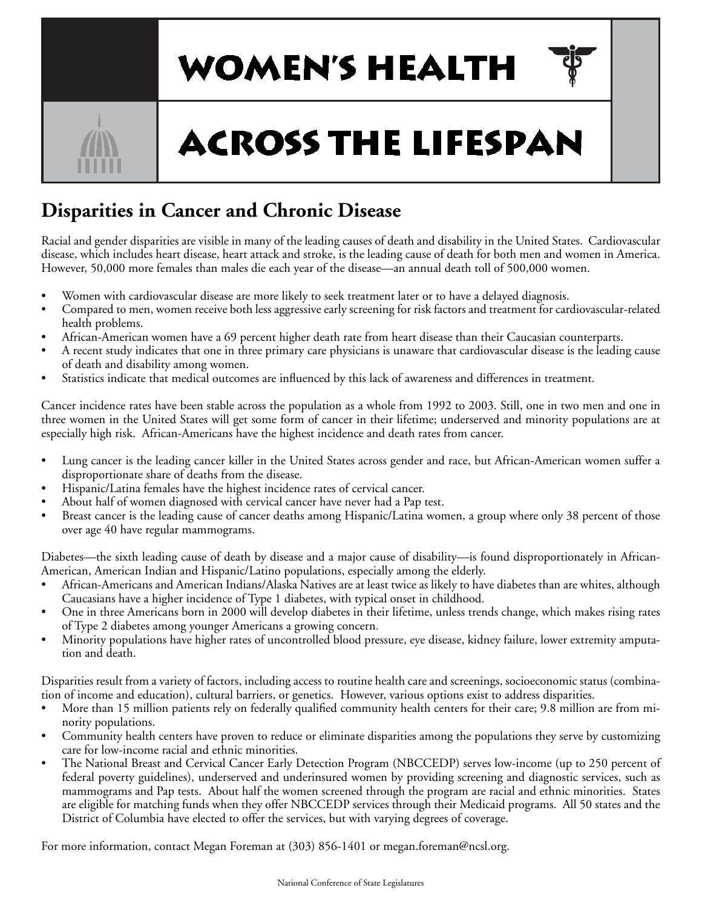# WOMEN'S HEALTH ACROSS THE LIFESPAN

## Disparities in Cancer and Chronic Disease

Racial and gender disparities are visible in many of the leading causes of death and disability in the United States. Cardiovascular disease, which includes heart disease, heart attack and stroke, is the leading cause of death for both men and women in America. However, 50,000 more females than males die each year of the disease—an annual death toll of 500,000 women.

- Women with cardiovascular disease are more likely to seek treatment later or to have a delayed diagnosis.
- Compared to men, women receive both less aggressive early screening for risk factors and treatment for cardiovascular-related health problems.
- African-American women have a 69 percent higher death rate from heart disease than their Caucasian counterparts.
- A recent study indicates that one in three primary care physicians is unaware that cardiovascular disease is the leading cause of death and disability among women.
- Statistics indicate that medical outcomes are influenced by this lack of awareness and differences in treatment.

Cancer incidence rates have been stable across the population as a whole from 1992 to 2003. Still, one in two men and one in three women in the United States will get some form of cancer in their lifetime; underserved and minority populations are at especially high risk. African-Americans have the highest incidence and death rates from cancer.

- Lung cancer is the leading cancer killer in the United States across gender and race, but African-American women suffer a disproportionate share of deaths from the disease.
- Hispanic/Latina females have the highest incidence rates of cervical cancer.
- About half of women diagnosed with cervical cancer have never had a Pap test.
- Breast cancer is the leading cause of cancer deaths among Hispanic/Latina women, a group where only 38 percent of those over age 40 have regular mammograms.

Diabetes—the sixth leading cause of death by disease and a major cause of disability—is found disproportionately in African-American, American Indian and Hispanic/Latino populations, especially among the elderly.

- African-Americans and American Indians/Alaska Natives are at least twice as likely to have diabetes than are whites, although Caucasians have a higher incidence of Type 1 diabetes, with typical onset in childhood.
- One in three Americans born in 2000 will develop diabetes in their lifetime, unless trends change, which makes rising rates of Type 2 diabetes among younger Americans a growing concern.
- Minority populations have higher rates of uncontrolled blood pressure, eye disease, kidney failure, lower extremity amputation and death.

Disparities result from a variety of factors, including access to routine health care and screenings, socioeconomic status (combination of income and education), cultural barriers, or genetics. However, various options exist to address disparities.

- More than 15 million patients rely on federally qualified community health centers for their care; 9.8 million are from minority populations.
- Community health centers have proven to reduce or eliminate disparities among the populations they serve by customizing care for low-income racial and ethnic minorities.
- The National Breast and Cervical Cancer Early Detection Program (NBCCEDP) serves low-income (up to 250 percent of federal poverty guidelines), underserved and underinsured women by providing screening and diagnostic services, such as mammograms and Pap tests. About half the women screened through the program are racial and ethnic minorities. States are eligible for matching funds when they offer NBCCEDP services through their Medicaid programs. All 50 states and the District of Columbia have elected to offer the services, but with varying degrees of coverage.

For more information, contact Megan Foreman at (303) 856-1401 or megan.foreman@ncsl.org.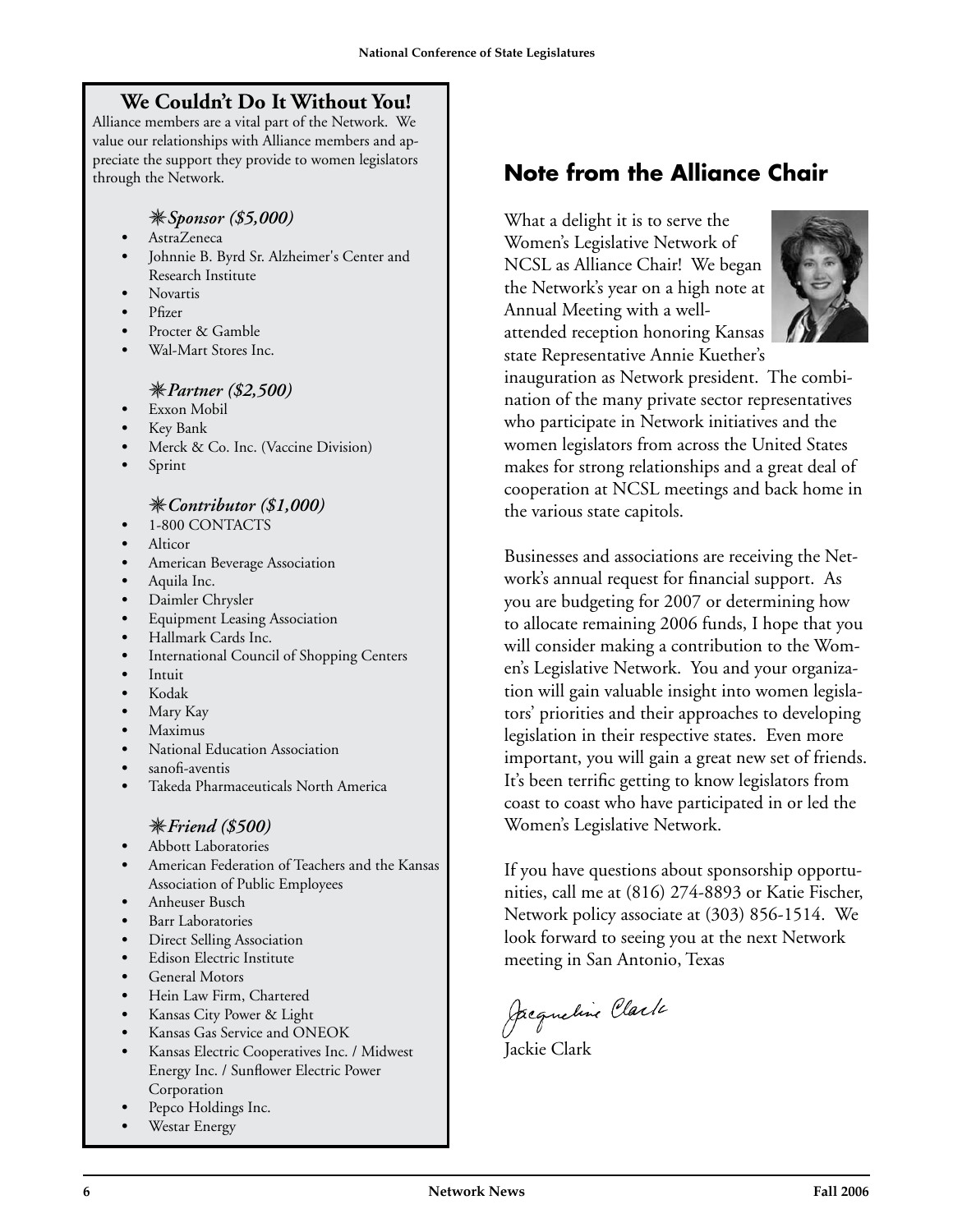## We Couldn't Do It Without You!

Alliance members are a vital part of the Network. We value our relationships with Alliance members and appreciate the support they provide to women legislators through the Network.

### *Sponsor ($5,000)*

- AstraZeneca
- Johnnie B. Byrd Sr. Alzheimer's Center and Research Institute
- Novartis
- Pfizer
- Procter & Gamble
- Wal-Mart Stores Inc.

### *Partner ($2,500)*

- Exxon Mobil
- Key Bank
- Merck & Co. Inc. (Vaccine Division)
- Sprint

### *Contributor ($1,000)*

- 1-800 CONTACTS
- Alticor
- American Beverage Association
- Aquila Inc.
- Daimler Chrysler
- Equipment Leasing Association
- Hallmark Cards Inc.
- International Council of Shopping Centers
- Intuit
- Kodak
- Mary Kay
- Maximus
- National Education Association
- sanofi-aventis
- Takeda Pharmaceuticals North America

### *Friend ($500)*

- Abbott Laboratories
- American Federation of Teachers and the Kansas Association of Public Employees
- Anheuser Busch
- Barr Laboratories
- Direct Selling Association
- Edison Electric Institute
- General Motors
- Hein Law Firm, Chartered
- Kansas City Power & Light
- Kansas Gas Service and ONEOK
- Kansas Electric Cooperatives Inc. / Midwest Energy Inc. / Sunflower Electric Power Corporation
- Pepco Holdings Inc.
- Westar Energy

## Note from the Alliance Chair

What a delight it is to serve the Women's Legislative Network of NCSL as Alliance Chair! We began the Network's year on a high note at Annual Meeting with a well-attended reception honoring Kansas state Representative Annie Kuether's inauguration as Network president. The combination of the many private sector representatives who participate in Network initiatives and the women legislators from across the United States makes for strong relationships and a great deal of cooperation at NCSL meetings and back home in the various state capitols.

Businesses and associations are receiving the Network's annual request for financial support. As you are budgeting for 2007 or determining how to allocate remaining 2006 funds, I hope that you will consider making a contribution to the Women's Legislative Network. You and your organization will gain valuable insight into women legislators' priorities and their approaches to developing legislation in their respective states. Even more important, you will gain a great new set of friends. It's been terrific getting to know legislators from coast to coast who have participated in or led the Women's Legislative Network.

If you have questions about sponsorship opportunities, call me at (816) 274-8893 or Katie Fischer, Network policy associate at (303) 856-1514. We look forward to seeing you at the next Network meeting in San Antonio, Texas

*Jacqueline Clark*

Jackie Clark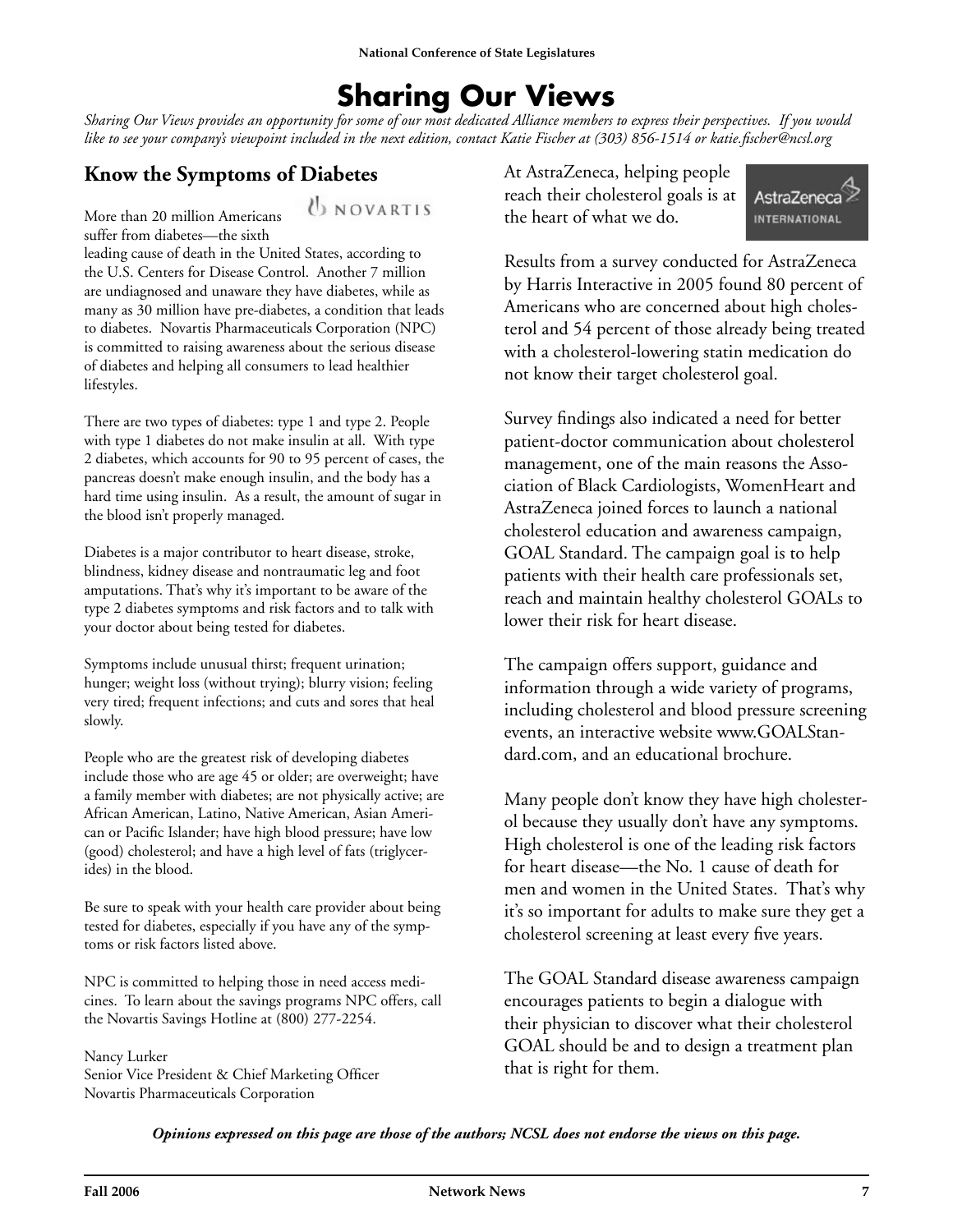# Sharing Our Views

*Sharing Our Views provides an opportunity for some of our most dedicated Alliance members to express their perspectives. If you would like to see your company's viewpoint included in the next edition, contact Katie Fischer at (303) 856-1514 or katie.fischer@ncsl.org*

## Know the Symptoms of Diabetes

NOVARTIS

More than 20 million Americans suffer from diabetes—the sixth leading cause of death in the United States, according to the U.S. Centers for Disease Control. Another 7 million are undiagnosed and unaware they have diabetes, while as many as 30 million have pre-diabetes, a condition that leads to diabetes. Novartis Pharmaceuticals Corporation (NPC) is committed to raising awareness about the serious disease of diabetes and helping all consumers to lead healthier lifestyles.

There are two types of diabetes: type 1 and type 2. People with type 1 diabetes do not make insulin at all. With type 2 diabetes, which accounts for 90 to 95 percent of cases, the pancreas doesn't make enough insulin, and the body has a hard time using insulin. As a result, the amount of sugar in the blood isn't properly managed.

Diabetes is a major contributor to heart disease, stroke, blindness, kidney disease and nontraumatic leg and foot amputations. That's why it's important to be aware of the type 2 diabetes symptoms and risk factors and to talk with your doctor about being tested for diabetes.

Symptoms include unusual thirst; frequent urination; hunger; weight loss (without trying); blurry vision; feeling very tired; frequent infections; and cuts and sores that heal slowly.

People who are the greatest risk of developing diabetes include those who are age 45 or older; are overweight; have a family member with diabetes; are not physically active; are African American, Latino, Native American, Asian American or Pacific Islander; have high blood pressure; have low (good) cholesterol; and have a high level of fats (triglycerides) in the blood.

Be sure to speak with your health care provider about being tested for diabetes, especially if you have any of the symptoms or risk factors listed above.

NPC is committed to helping those in need access medicines. To learn about the savings programs NPC offers, call the Novartis Savings Hotline at (800) 277-2254.

Nancy Lurker
Senior Vice President & Chief Marketing Officer
Novartis Pharmaceuticals Corporation

At AstraZeneca, helping people reach their cholesterol goals is at the heart of what we do.

AstraZeneca INTERNATIONAL

Results from a survey conducted for AstraZeneca by Harris Interactive in 2005 found 80 percent of Americans who are concerned about high cholesterol and 54 percent of those already being treated with a cholesterol-lowering statin medication do not know their target cholesterol goal.

Survey findings also indicated a need for better patient-doctor communication about cholesterol management, one of the main reasons the Association of Black Cardiologists, WomenHeart and AstraZeneca joined forces to launch a national cholesterol education and awareness campaign, GOAL Standard. The campaign goal is to help patients with their health care professionals set, reach and maintain healthy cholesterol GOALs to lower their risk for heart disease.

The campaign offers support, guidance and information through a wide variety of programs, including cholesterol and blood pressure screening events, an interactive website www.GOALStandard.com, and an educational brochure.

Many people don't know they have high cholesterol because they usually don't have any symptoms. High cholesterol is one of the leading risk factors for heart disease—the No. 1 cause of death for men and women in the United States. That's why it's so important for adults to make sure they get a cholesterol screening at least every five years.

The GOAL Standard disease awareness campaign encourages patients to begin a dialogue with their physician to discover what their cholesterol GOAL should be and to design a treatment plan that is right for them.

***Opinions expressed on this page are those of the authors; NCSL does not endorse the views on this page.***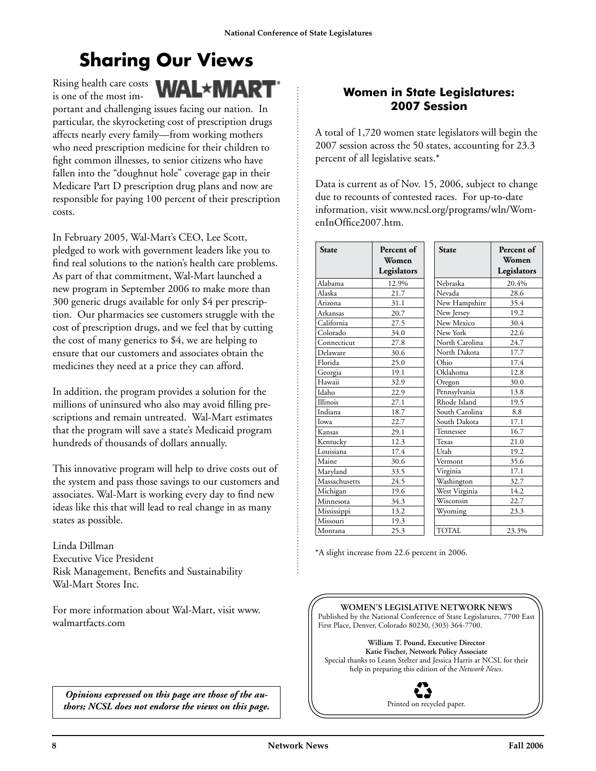# Sharing Our Views

Rising health care costs is one of the most important and challenging issues facing our nation. In particular, the skyrocketing cost of prescription drugs affects nearly every family—from working mothers who need prescription medicine for their children to fight common illnesses, to senior citizens who have fallen into the "doughnut hole" coverage gap in their Medicare Part D prescription drug plans and now are responsible for paying 100 percent of their prescription costs.

In February 2005, Wal-Mart's CEO, Lee Scott, pledged to work with government leaders like you to find real solutions to the nation's health care problems. As part of that commitment, Wal-Mart launched a new program in September 2006 to make more than 300 generic drugs available for only $4 per prescription. Our pharmacies see customers struggle with the cost of prescription drugs, and we feel that by cutting the cost of many generics to $4, we are helping to ensure that our customers and associates obtain the medicines they need at a price they can afford.

In addition, the program provides a solution for the millions of uninsured who also may avoid filling prescriptions and remain untreated. Wal-Mart estimates that the program will save a state's Medicaid program hundreds of thousands of dollars annually.

This innovative program will help to drive costs out of the system and pass those savings to our customers and associates. Wal-Mart is working every day to find new ideas like this that will lead to real change in as many states as possible.

Linda Dillman
Executive Vice President
Risk Management, Benefits and Sustainability
Wal-Mart Stores Inc.

For more information about Wal-Mart, visit www.walmartfacts.com

***Opinions expressed on this page are those of the authors; NCSL does not endorse the views on this page.***

## Women in State Legislatures: 2007 Session

A total of 1,720 women state legislators will begin the 2007 session across the 50 states, accounting for 23.3 percent of all legislative seats.*

Data is current as of Nov. 15, 2006, subject to change due to recounts of contested races. For up-to-date information, visit www.ncsl.org/programs/wln/WomenInOffice2007.htm.

| State | Percent of Women Legislators | State | Percent of Women Legislators |
|---|---|---|---|
| Alabama | 12.9% | Nebraska | 20.4% |
| Alaska | 21.7 | Nevada | 28.6 |
| Arizona | 31.1 | New Hampshire | 35.4 |
| Arkansas | 20.7 | New Jersey | 19.2 |
| California | 27.5 | New Mexico | 30.4 |
| Colorado | 34.0 | New York | 22.6 |
| Connecticut | 27.8 | North Carolina | 24.7 |
| Delaware | 30.6 | North Dakota | 17.7 |
| Florida | 25.0 | Ohio | 17.4 |
| Georgia | 19.1 | Oklahoma | 12.8 |
| Hawaii | 32.9 | Oregon | 30.0 |
| Idaho | 22.9 | Pennsylvania | 13.8 |
| Illinois | 27.1 | Rhode Island | 19.5 |
| Indiana | 18.7 | South Carolina | 8.8 |
| Iowa | 22.7 | South Dakota | 17.1 |
| Kansas | 29.1 | Tennessee | 16.7 |
| Kentucky | 12.3 | Texas | 21.0 |
| Louisiana | 17.4 | Utah | 19.2 |
| Maine | 30.6 | Vermont | 35.6 |
| Maryland | 33.5 | Virginia | 17.1 |
| Massachusetts | 24.5 | Washington | 32.7 |
| Michigan | 19.6 | West Virginia | 14.2 |
| Minnesota | 34.3 | Wisconsin | 22.7 |
| Mississippi | 13.2 | Wyoming | 23.3 |
| Missouri | 19.3 | | |
| Montana | 25.3 | TOTAL | 23.3% |

*A slight increase from 22.6 percent in 2006.

**WOMEN'S LEGISLATIVE NETWORK NEWS**
Published by the National Conference of State Legislatures, 7700 East First Place, Denver, Colorado 80230, (303) 364-7700.

**William T. Pound, Executive Director**
**Katie Fischer, Network Policy Associate**
Special thanks to Leann Stelzer and Jessica Harris at NCSL for their help in preparing this edition of the *Network News*.

Printed on recycled paper.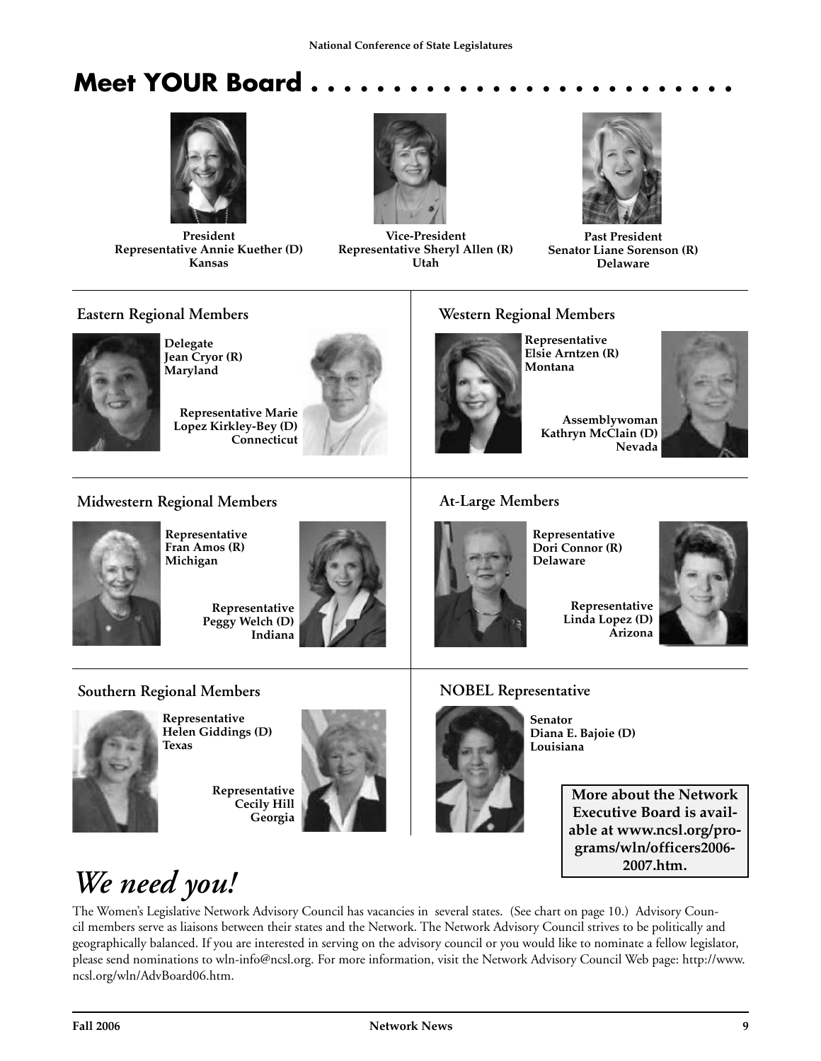# Meet YOUR Board . . . . . . . . . . . . . . . . . . . . . . . . . .

**President**
**Representative Annie Kuether (D)**
**Kansas**

**Vice-President**
**Representative Sheryl Allen (R)**
**Utah**

**Past President**
**Senator Liane Sorenson (R)**
**Delaware**

## Eastern Regional Members

**Delegate**
**Jean Cryor (R)**
**Maryland**

**Representative Marie Lopez Kirkley-Bey (D)**
**Connecticut**

## Western Regional Members

**Representative**
**Elsie Arntzen (R)**
**Montana**

**Assemblywoman**
**Kathryn McClain (D)**
**Nevada**

## Midwestern Regional Members

**Representative**
**Fran Amos (R)**
**Michigan**

**Representative**
**Peggy Welch (D)**
**Indiana**

## At-Large Members

**Representative**
**Dori Connor (R)**
**Delaware**

**Representative**
**Linda Lopez (D)**
**Arizona**

## Southern Regional Members

**Representative**
**Helen Giddings (D)**
**Texas**

**Representative**
**Cecily Hill**
**Georgia**

## NOBEL Representative

**Senator**
**Diana E. Bajoie (D)**
**Louisiana**

**More about the Network Executive Board is available at www.ncsl.org/programs/wln/officers2006-2007.htm.**

# *We need you!*

The Women's Legislative Network Advisory Council has vacancies in several states. (See chart on page 10.) Advisory Council members serve as liaisons between their states and the Network. The Network Advisory Council strives to be politically and geographically balanced. If you are interested in serving on the advisory council or you would like to nominate a fellow legislator, please send nominations to wln-info@ncsl.org. For more information, visit the Network Advisory Council Web page: http://www.ncsl.org/wln/AdvBoard06.htm.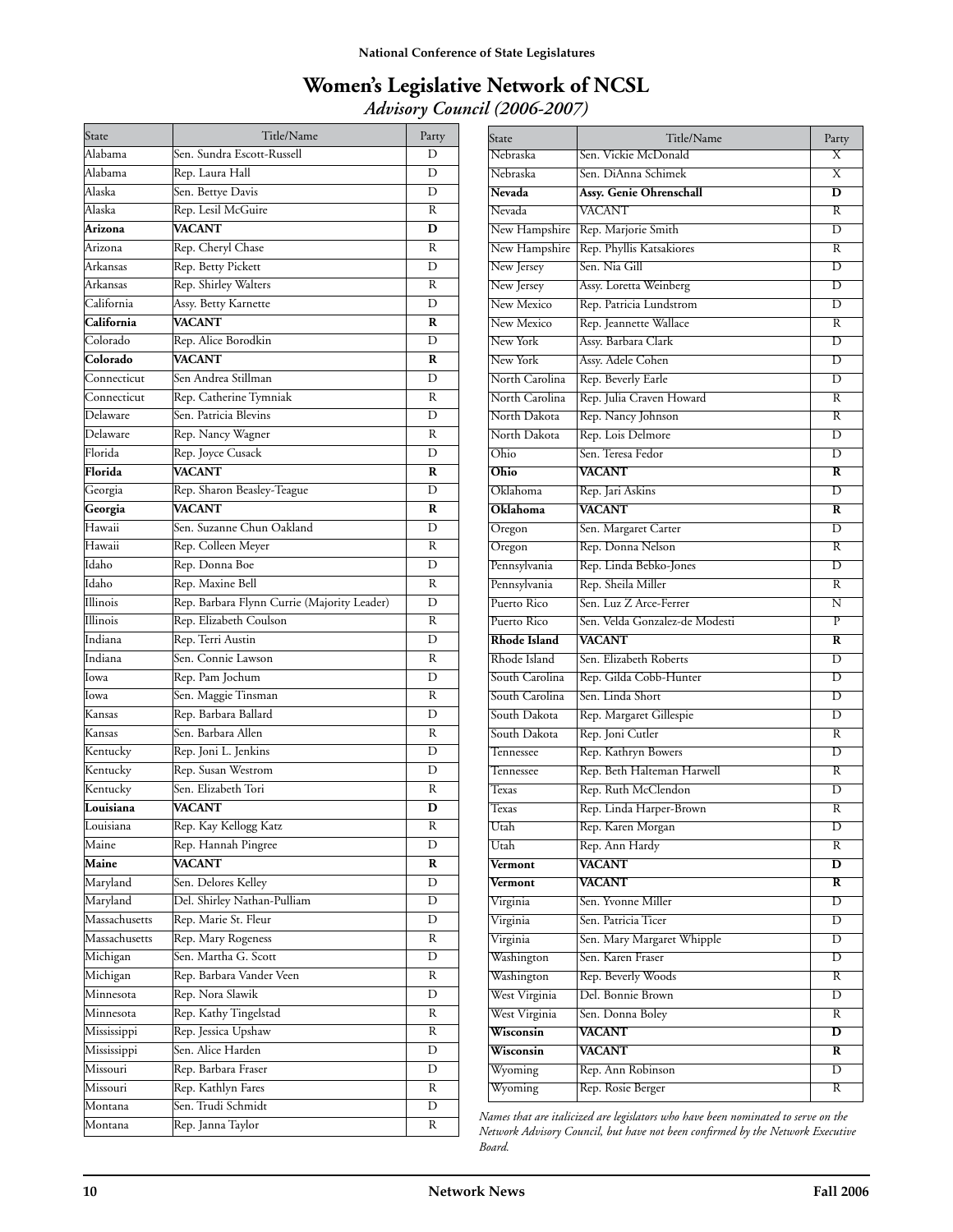National Conference of State Legislatures

# Women's Legislative Network of NCSL

## *Advisory Council (2006-2007)*

| State | Title/Name | Party |
|---|---|---|
| Alabama | Sen. Sundra Escott-Russell | D |
| Alabama | Rep. Laura Hall | D |
| Alaska | Sen. Bettye Davis | D |
| Alaska | Rep. Lesil McGuire | R |
| **Arizona** | **VACANT** | **D** |
| Arizona | Rep. Cheryl Chase | R |
| Arkansas | Rep. Betty Pickett | D |
| Arkansas | Rep. Shirley Walters | R |
| California | Assy. Betty Karnette | D |
| **California** | **VACANT** | **R** |
| Colorado | Rep. Alice Borodkin | D |
| **Colorado** | **VACANT** | **R** |
| Connecticut | Sen Andrea Stillman | D |
| Connecticut | Rep. Catherine Tymniak | R |
| Delaware | Sen. Patricia Blevins | D |
| Delaware | Rep. Nancy Wagner | R |
| Florida | Rep. Joyce Cusack | D |
| **Florida** | **VACANT** | **R** |
| Georgia | Rep. Sharon Beasley-Teague | D |
| **Georgia** | **VACANT** | **R** |
| Hawaii | Sen. Suzanne Chun Oakland | D |
| Hawaii | Rep. Colleen Meyer | R |
| Idaho | Rep. Donna Boe | D |
| Idaho | Rep. Maxine Bell | R |
| Illinois | Rep. Barbara Flynn Currie (Majority Leader) | D |
| Illinois | Rep. Elizabeth Coulson | R |
| Indiana | Rep. Terri Austin | D |
| Indiana | Sen. Connie Lawson | R |
| Iowa | Rep. Pam Jochum | D |
| Iowa | Sen. Maggie Tinsman | R |
| Kansas | Rep. Barbara Ballard | D |
| Kansas | Sen. Barbara Allen | R |
| Kentucky | Rep. Joni L. Jenkins | D |
| Kentucky | Rep. Susan Westrom | D |
| Kentucky | Sen. Elizabeth Tori | R |
| **Louisiana** | **VACANT** | **D** |
| Louisiana | Rep. Kay Kellogg Katz | R |
| Maine | Rep. Hannah Pingree | D |
| **Maine** | **VACANT** | **R** |
| Maryland | Sen. Delores Kelley | D |
| Maryland | Del. Shirley Nathan-Pulliam | D |
| Massachusetts | Rep. Marie St. Fleur | D |
| Massachusetts | Rep. Mary Rogeness | R |
| Michigan | Sen. Martha G. Scott | D |
| Michigan | Rep. Barbara Vander Veen | R |
| Minnesota | Rep. Nora Slawik | D |
| Minnesota | Rep. Kathy Tingelstad | R |
| Mississippi | Rep. Jessica Upshaw | R |
| Mississippi | Sen. Alice Harden | D |
| Missouri | Rep. Barbara Fraser | D |
| Missouri | Rep. Kathlyn Fares | R |
| Montana | Sen. Trudi Schmidt | D |
| Montana | Rep. Janna Taylor | R |
| Nebraska | Sen. Vickie McDonald | X |
| Nebraska | Sen. DiAnna Schimek | X |
| **Nevada** | **Assy. Genie Ohrenschall** | **D** |
| Nevada | VACANT | R |
| New Hampshire | Rep. Marjorie Smith | D |
| New Hampshire | Rep. Phyllis Katsakiores | R |
| New Jersey | Sen. Nia Gill | D |
| New Jersey | Assy. Loretta Weinberg | D |
| New Mexico | Rep. Patricia Lundstrom | D |
| New Mexico | Rep. Jeannette Wallace | R |
| New York | Assy. Barbara Clark | D |
| New York | Assy. Adele Cohen | D |
| North Carolina | Rep. Beverly Earle | D |
| North Carolina | Rep. Julia Craven Howard | R |
| North Dakota | Rep. Nancy Johnson | R |
| North Dakota | Rep. Lois Delmore | D |
| Ohio | Sen. Teresa Fedor | D |
| **Ohio** | **VACANT** | **R** |
| Oklahoma | Rep. Jari Askins | D |
| **Oklahoma** | **VACANT** | **R** |
| Oregon | Sen. Margaret Carter | D |
| Oregon | Rep. Donna Nelson | R |
| Pennsylvania | Rep. Linda Bebko-Jones | D |
| Pennsylvania | Rep. Sheila Miller | R |
| Puerto Rico | Sen. Luz Z Arce-Ferrer | N |
| Puerto Rico | Sen. Velda Gonzalez-de Modesti | P |
| **Rhode Island** | **VACANT** | **R** |
| Rhode Island | Sen. Elizabeth Roberts | D |
| South Carolina | Rep. Gilda Cobb-Hunter | D |
| South Carolina | Sen. Linda Short | D |
| South Dakota | Rep. Margaret Gillespie | D |
| South Dakota | Rep. Joni Cutler | R |
| Tennessee | Rep. Kathryn Bowers | D |
| Tennessee | Rep. Beth Halteman Harwell | R |
| Texas | Rep. Ruth McClendon | D |
| Texas | Rep. Linda Harper-Brown | R |
| Utah | Rep. Karen Morgan | D |
| Utah | Rep. Ann Hardy | R |
| **Vermont** | **VACANT** | **D** |
| **Vermont** | **VACANT** | **R** |
| Virginia | Sen. Yvonne Miller | D |
| Virginia | Sen. Patricia Ticer | D |
| Virginia | Sen. Mary Margaret Whipple | D |
| Washington | Sen. Karen Fraser | D |
| Washington | Rep. Beverly Woods | R |
| West Virginia | Del. Bonnie Brown | D |
| West Virginia | Sen. Donna Boley | R |
| **Wisconsin** | **VACANT** | **D** |
| **Wisconsin** | **VACANT** | **R** |
| Wyoming | Rep. Ann Robinson | D |
| Wyoming | Rep. Rosie Berger | R |

*Names that are italicized are legislators who have been nominated to serve on the Network Advisory Council, but have not been confirmed by the Network Executive Board.*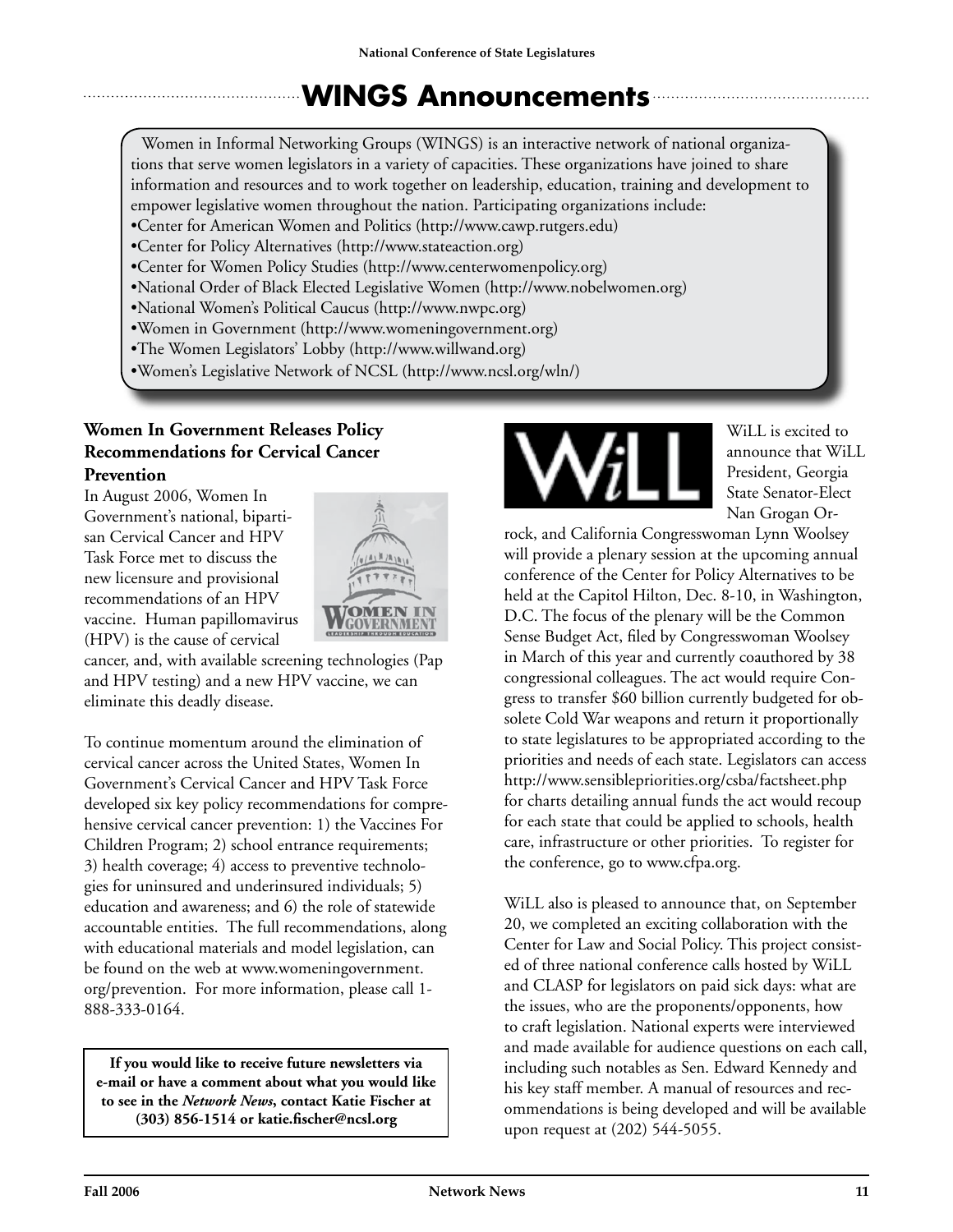# WINGS Announcements

Women in Informal Networking Groups (WINGS) is an interactive network of national organizations that serve women legislators in a variety of capacities. These organizations have joined to share information and resources and to work together on leadership, education, training and development to empower legislative women throughout the nation. Participating organizations include:

- Center for American Women and Politics (http://www.cawp.rutgers.edu)
- Center for Policy Alternatives (http://www.stateaction.org)
- Center for Women Policy Studies (http://www.centerwomenpolicy.org)
- National Order of Black Elected Legislative Women (http://www.nobelwomen.org)
- National Women's Political Caucus (http://www.nwpc.org)
- Women in Government (http://www.womeningovernment.org)
- The Women Legislators' Lobby (http://www.willwand.org)
- Women's Legislative Network of NCSL (http://www.ncsl.org/wln/)

### Women In Government Releases Policy Recommendations for Cervical Cancer Prevention

In August 2006, Women In Government's national, bipartisan Cervical Cancer and HPV Task Force met to discuss the new licensure and provisional recommendations of an HPV vaccine. Human papillomavirus (HPV) is the cause of cervical cancer, and, with available screening technologies (Pap and HPV testing) and a new HPV vaccine, we can eliminate this deadly disease.

To continue momentum around the elimination of cervical cancer across the United States, Women In Government's Cervical Cancer and HPV Task Force developed six key policy recommendations for comprehensive cervical cancer prevention: 1) the Vaccines For Children Program; 2) school entrance requirements; 3) health coverage; 4) access to preventive technologies for uninsured and underinsured individuals; 5) education and awareness; and 6) the role of statewide accountable entities. The full recommendations, along with educational materials and model legislation, can be found on the web at www.womeningovernment.org/prevention. For more information, please call 1-888-333-0164.

**If you would like to receive future newsletters via e-mail or have a comment about what you would like to see in the *Network News*, contact Katie Fischer at (303) 856-1514 or katie.fischer@ncsl.org**

WiLL is excited to announce that WiLL President, Georgia State Senator-Elect Nan Grogan Orrock, and California Congresswoman Lynn Woolsey will provide a plenary session at the upcoming annual conference of the Center for Policy Alternatives to be held at the Capitol Hilton, Dec. 8-10, in Washington, D.C. The focus of the plenary will be the Common Sense Budget Act, filed by Congresswoman Woolsey in March of this year and currently coauthored by 38 congressional colleagues. The act would require Congress to transfer $60 billion currently budgeted for obsolete Cold War weapons and return it proportionally to state legislatures to be appropriated according to the priorities and needs of each state. Legislators can access http://www.sensiblepriorities.org/csba/factsheet.php for charts detailing annual funds the act would recoup for each state that could be applied to schools, health care, infrastructure or other priorities. To register for the conference, go to www.cfpa.org.

WiLL also is pleased to announce that, on September 20, we completed an exciting collaboration with the Center for Law and Social Policy. This project consisted of three national conference calls hosted by WiLL and CLASP for legislators on paid sick days: what are the issues, who are the proponents/opponents, how to craft legislation. National experts were interviewed and made available for audience questions on each call, including such notables as Sen. Edward Kennedy and his key staff member. A manual of resources and recommendations is being developed and will be available upon request at (202) 544-5055.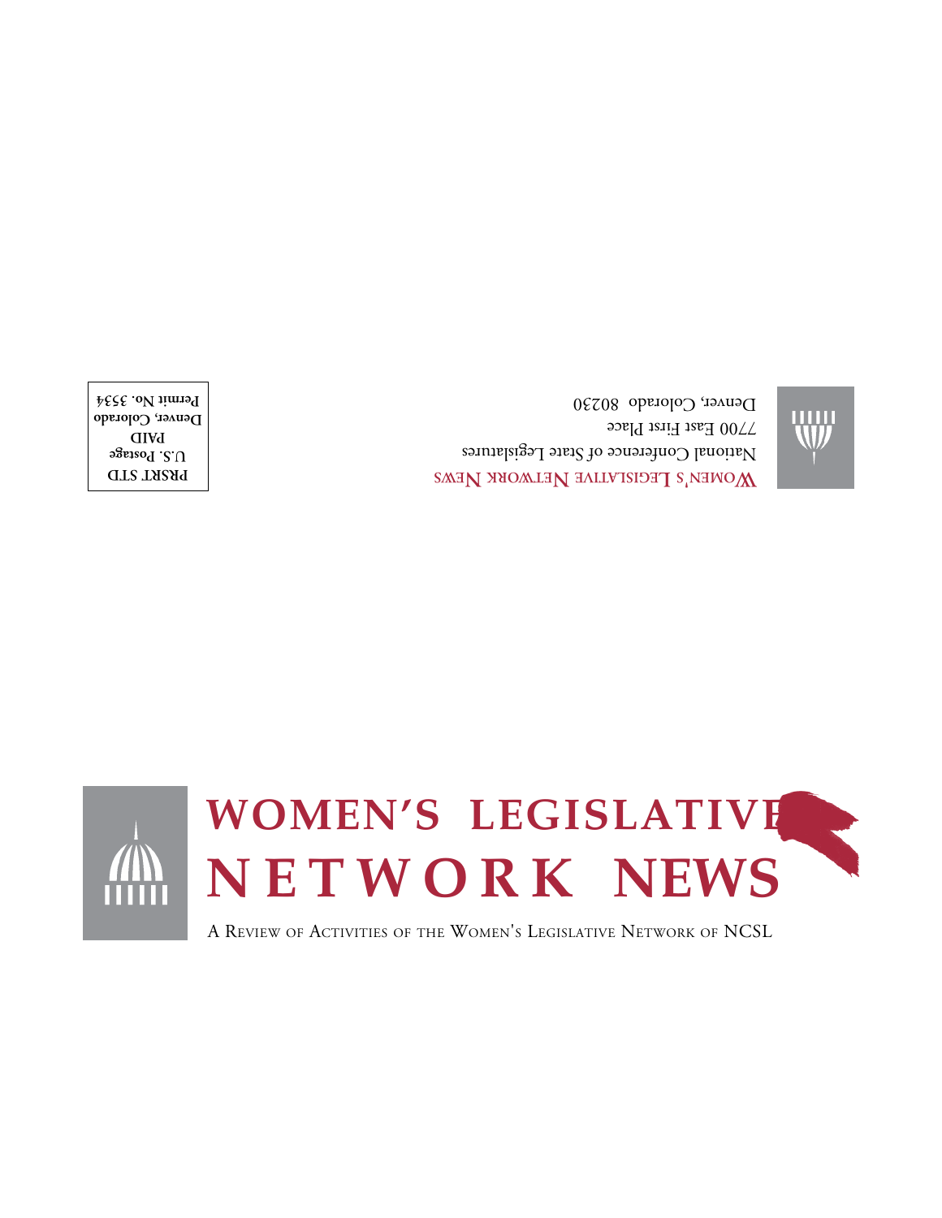Women's Legislative Network News
National Conference of State Legislatures
7700 East First Place
Denver, Colorado 80230

PRSRT STD
U.S. Postage
PAID
Denver, Colorado
Permit No. 3534

# WOMEN'S LEGISLATIVE NETWORK NEWS

A Review of Activities of the Women's Legislative Network of NCSL